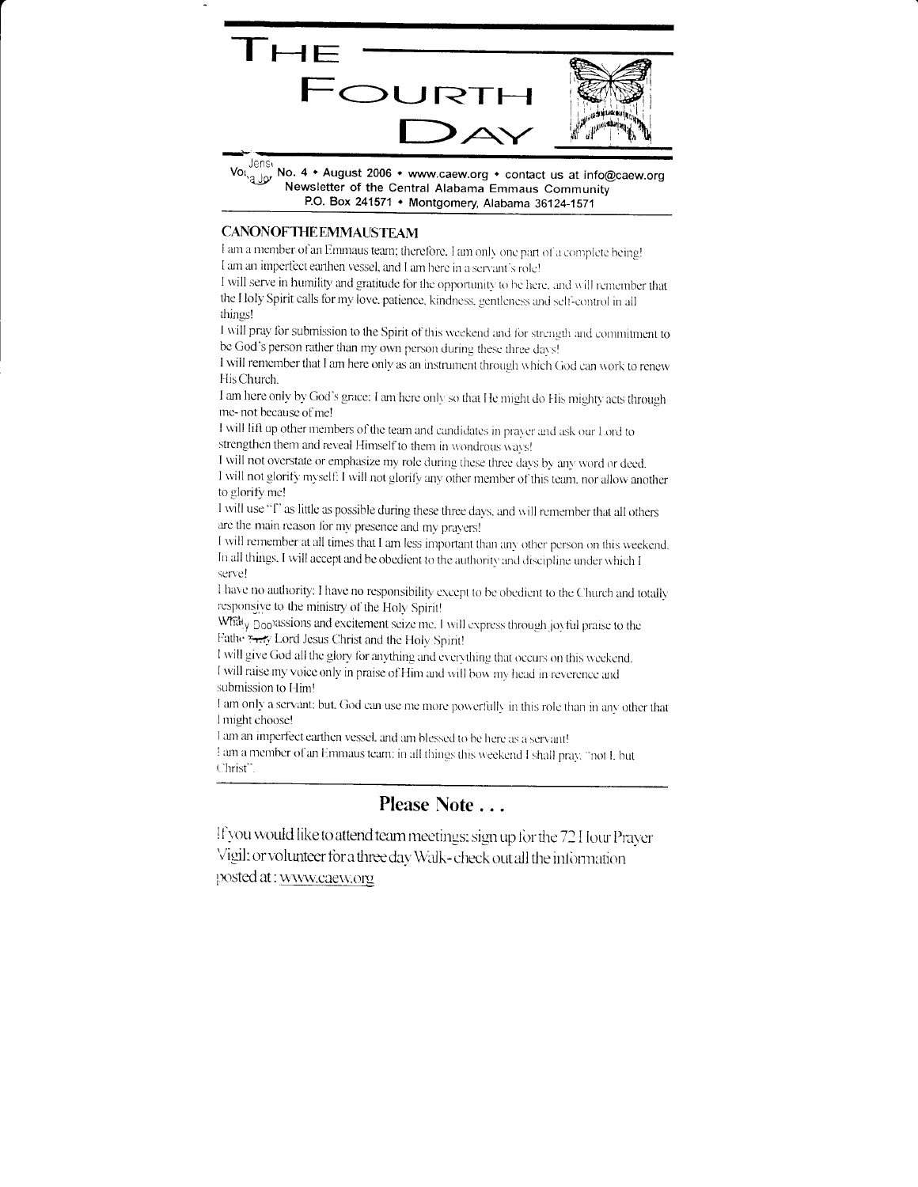# THE FOURTH DAY

Vol. No. 4 • August 2006 • www.caew.org • contact us at info@caew.org
Newsletter of the Central Alabama Emmaus Community
P.O. Box 241571 • Montgomery, Alabama 36124-1571

## CANON OF THE EMMAUS TEAM

I am a member of an Emmaus team; therefore, I am only one part of a complete being!
I am an imperfect earthen vessel, and I am here in a servant's role!
I will serve in humility and gratitude for the opportunity to be here, and will remember that the Holy Spirit calls for my love, patience, kindness, gentleness and self-control in all things!
I will pray for submission to the Spirit of this weekend and for strength and commitment to be God's person rather than my own person during these three days!
I will remember that I am here only as an instrument through which God can work to renew His Church.
I am here only by God's grace; I am here only so that He might do His mighty acts through me- not because of me!
I will lift up other members of the team and candidates in prayer and ask our Lord to strengthen them and reveal Himself to them in wondrous ways!
I will not overstate or emphasize my role during these three days by any word or deed.
I will not glorify myself; I will not glorify any other member of this team, nor allow another to glorify me!
I will use "I" as little as possible during these three days, and will remember that all others are the main reason for my presence and my prayers!
I will remember at all times that I am less important than any other person on this weekend. In all things, I will accept and be obedient to the authority and discipline under which I serve!
I have no authority; I have no responsibility except to be obedient to the Church and totally responsive to the ministry of the Holy Spirit!
What passions and excitement seize me, I will express through joyful praise to the Father, my Lord Jesus Christ and the Holy Spirit!
I will give God all the glory for anything and everything that occurs on this weekend.
I will raise my voice only in praise of Him and will bow my head in reverence and submission to Him!
I am only a servant; but, God can use me more powerfully in this role than in any other that I might choose!
I am an imperfect earthen vessel, and am blessed to be here as a servant!
I am a member of an Emmaus team; in all things this weekend I shall pray, "not I, but Christ".

## Please Note . . .

If you would like to attend team meetings; sign up for the 72 Hour Prayer Vigil; or volunteer for a three day Walk- check out all the information posted at: www.caew.org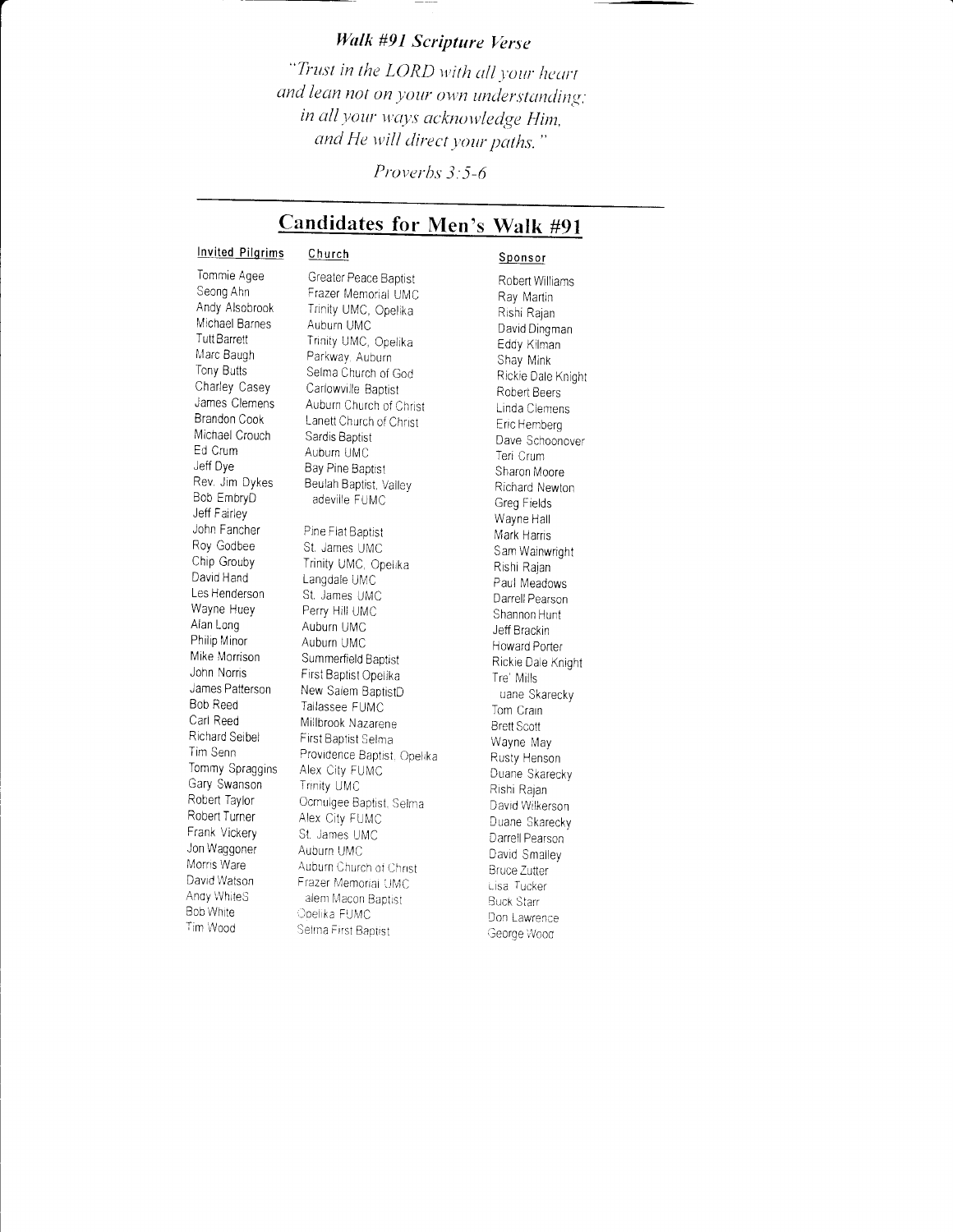### *Walk #91 Scripture Verse*

*"Trust in the LORD with all your heart and lean not on your own understanding; in all your ways acknowledge Him, and He will direct your paths."*

*Proverbs 3:5-6*

## Candidates for Men's Walk #91

| Invited Pilgrims | Church | Sponsor |
|---|---|---|
| Tommie Agee | Greater Peace Baptist | Robert Williams |
| Seong Ahn | Frazer Memorial UMC | Ray Martin |
| Andy Alsobrook | Trinity UMC, Opelika | Rishi Rajan |
| Michael Barnes | Auburn UMC | David Dingman |
| Tutt Barrett | Trinity UMC, Opelika | Eddy Kilman |
| Marc Baugh | Parkway, Auburn | Shay Mink |
| Tony Butts | Selma Church of God | Rickie Dale Knight |
| Charley Casey | Carlowville Baptist | Robert Beers |
| James Clemens | Auburn Church of Christ | Linda Clemens |
| Brandon Cook | Lanett Church of Christ | Eric Hemberg |
| Michael Crouch | Sardis Baptist | Dave Schoonover |
| Ed Crum | Auburn UMC | Teri Crum |
| Jeff Dye | Bay Pine Baptist | Sharon Moore |
| Rev. Jim Dykes | Beulah Baptist, Valley | Richard Newton |
| Bob Embry | Dadeville FUMC | Greg Fields |
| Jeff Fairley | | Wayne Hall |
| John Fancher | Pine Flat Baptist | Mark Harris |
| Roy Godbee | St. James UMC | Sam Wainwright |
| Chip Grouby | Trinity UMC, Opelika | Rishi Rajan |
| David Hand | Langdale UMC | Paul Meadows |
| Les Henderson | St. James UMC | Darrell Pearson |
| Wayne Huey | Perry Hill UMC | Shannon Hunt |
| Alan Long | Auburn UMC | Jeff Brackin |
| Philip Minor | Auburn UMC | Howard Porter |
| Mike Morrison | Summerfield Baptist | Rickie Dale Knight |
| John Norris | First Baptist Opelika | Tre' Mills |
| James Patterson | New Salem Baptist | Duane Skarecky |
| Bob Reed | Tallassee FUMC | Tom Crain |
| Carl Reed | Millbrook Nazarene | Brett Scott |
| Richard Seibel | First Baptist Selma | Wayne May |
| Tim Senn | Providence Baptist, Opelika | Rusty Henson |
| Tommy Spraggins | Alex City FUMC | Duane Skarecky |
| Gary Swanson | Trinity UMC | Rishi Rajan |
| Robert Taylor | Ocmulgee Baptist, Selma | David Wilkerson |
| Robert Turner | Alex City FUMC | Duane Skarecky |
| Frank Vickery | St. James UMC | Darrell Pearson |
| Jon Waggoner | Auburn UMC | David Smalley |
| Morris Ware | Auburn Church of Christ | Bruce Zutter |
| David Watson | Frazer Memorial UMC | Lisa Tucker |
| Andy White | Salem Macon Baptist | Buck Starr |
| Bob White | Opelika FUMC | Don Lawrence |
| Tim Wood | Selma First Baptist | George Wood |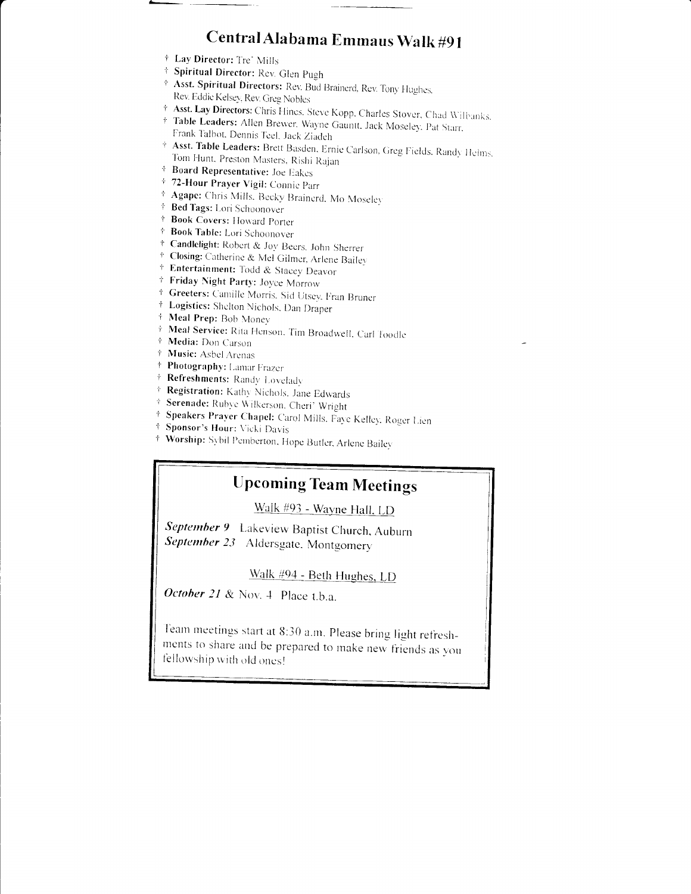# Central Alabama Emmaus Walk #91

- † **Lay Director:** Tre' Mills
- † **Spiritual Director:** Rev. Glen Pugh
- † **Asst. Spiritual Directors:** Rev. Bud Brainerd, Rev. Tony Hughes, Rev. Eddie Kelsey, Rev. Greg Nobles
- † **Asst. Lay Directors:** Chris Hines, Steve Kopp, Charles Stover, Chad Wilbanks.
- † **Table Leaders:** Allen Brewer, Wayne Gauntt, Jack Moseley, Pat Starr, Frank Talbot, Dennis Teel, Jack Ziadeh
- † **Asst. Table Leaders:** Brett Basden, Ernie Carlson, Greg Fields, Randy Helms, Tom Hunt, Preston Masters, Rishi Rajan
- † **Board Representative:** Joe Eakes
- † **72-Hour Prayer Vigil:** Connie Parr
- † **Agape:** Chris Mills, Becky Brainerd, Mo Moseley
- † **Bed Tags:** Lori Schoonover
- † **Book Covers:** Howard Porter
- † **Book Table:** Lori Schoonover
- † **Candlelight:** Robert & Joy Beers, John Sherrer
- † **Closing:** Catherine & Mel Gilmer, Arlene Bailey
- † **Entertainment:** Todd & Stacey Deavor
- † **Friday Night Party:** Joyce Morrow
- † **Greeters:** Camille Morris, Sid Utsey, Fran Bruner
- † **Logistics:** Shelton Nichols, Dan Draper
- † **Meal Prep:** Bob Money
- † **Meal Service:** Rita Henson, Tim Broadwell, Carl Toodle
- † **Media:** Don Carson
- † **Music:** Asbel Arenas
- † **Photography:** Lamar Frazer
- † **Refreshments:** Randy Lovelady
- † **Registration:** Kathy Nichols, Jane Edwards
- † **Serenade:** Rubye Wilkerson, Cheri' Wright
- † **Speakers Prayer Chapel:** Carol Mills, Faye Kelley, Roger Lien
- † **Sponsor's Hour:** Vicki Davis
- † **Worship:** Sybil Pemberton, Hope Butler, Arlene Bailey

## Upcoming Team Meetings

Walk #93 - Wayne Hall, LD

***September 9*** Lakeview Baptist Church, Auburn
***September 23*** Aldersgate, Montgomery

Walk #94 - Beth Hughes, LD

***October 21*** & Nov. 4 Place t.b.a.

Team meetings start at 8:30 a.m. Please bring light refreshments to share and be prepared to make new friends as you fellowship with old ones!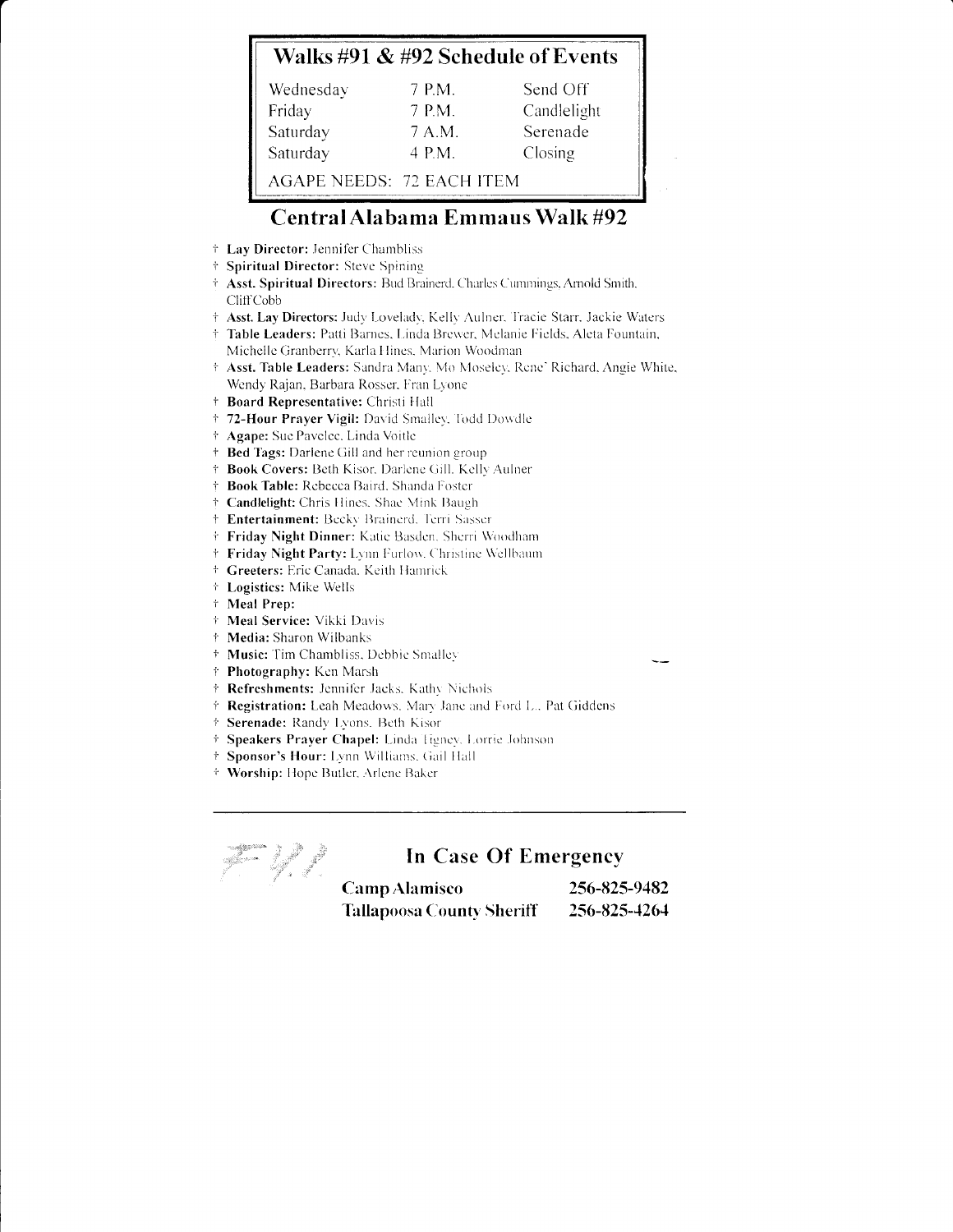## Walks #91 & #92 Schedule of Events

| | | |
|---|---|---|
| Wednesday | 7 P.M. | Send Off |
| Friday | 7 P.M. | Candlelight |
| Saturday | 7 A.M. | Serenade |
| Saturday | 4 P.M. | Closing |

AGAPE NEEDS: 72 EACH ITEM

## Central Alabama Emmaus Walk #92

- † **Lay Director:** Jennifer Chambliss
- † **Spiritual Director:** Steve Spining
- † **Asst. Spiritual Directors:** Bud Brainerd, Charles Cummings, Arnold Smith, Cliff Cobb
- † **Asst. Lay Directors:** Judy Lovelady, Kelly Aulner, Tracie Starr, Jackie Waters
- † **Table Leaders:** Patti Barnes, Linda Brewer, Melanie Fields, Aleta Fountain, Michelle Granberry, Karla Hines, Marion Woodman
- † **Asst. Table Leaders:** Sandra Many, Mo Moseley, Rene' Richard, Angie White, Wendy Rajan, Barbara Rosser, Fran Lyone
- † **Board Representative:** Christi Hall
- † **72-Hour Prayer Vigil:** David Smalley, Todd Dowdle
- † **Agape:** Sue Pavelec, Linda Voitle
- † **Bed Tags:** Darlene Gill and her reunion group
- † **Book Covers:** Beth Kisor, Darlene Gill, Kelly Aulner
- † **Book Table:** Rebecca Baird, Shanda Foster
- † **Candlelight:** Chris Hines, Shae Mink Baugh
- † **Entertainment:** Becky Brainerd, Terri Sasser
- † **Friday Night Dinner:** Katie Basden, Sherri Woodham
- † **Friday Night Party:** Lynn Furlow, Christine Wellbaum
- † **Greeters:** Eric Canada, Keith Hamrick
- † **Logistics:** Mike Wells
- † **Meal Prep:**
- † **Meal Service:** Vikki Davis
- † **Media:** Sharon Wilbanks
- † **Music:** Tim Chambliss, Debbie Smalley
- † **Photography:** Ken Marsh
- † **Refreshments:** Jennifer Jacks, Kathy Nichols
- † **Registration:** Leah Meadows, Mary Jane and Ford L., Pat Giddens
- † **Serenade:** Randy Lyons, Beth Kisor
- † **Speakers Prayer Chapel:** Linda Tigney, Lorrie Johnson
- † **Sponsor's Hour:** Lynn Williams, Gail Hall
- † **Worship:** Hope Butler, Arlene Baker

---

## In Case Of Emergency

| | |
|---|---|
| **Camp Alamisco** | **256-825-9482** |
| **Tallapoosa County Sheriff** | **256-825-4264** |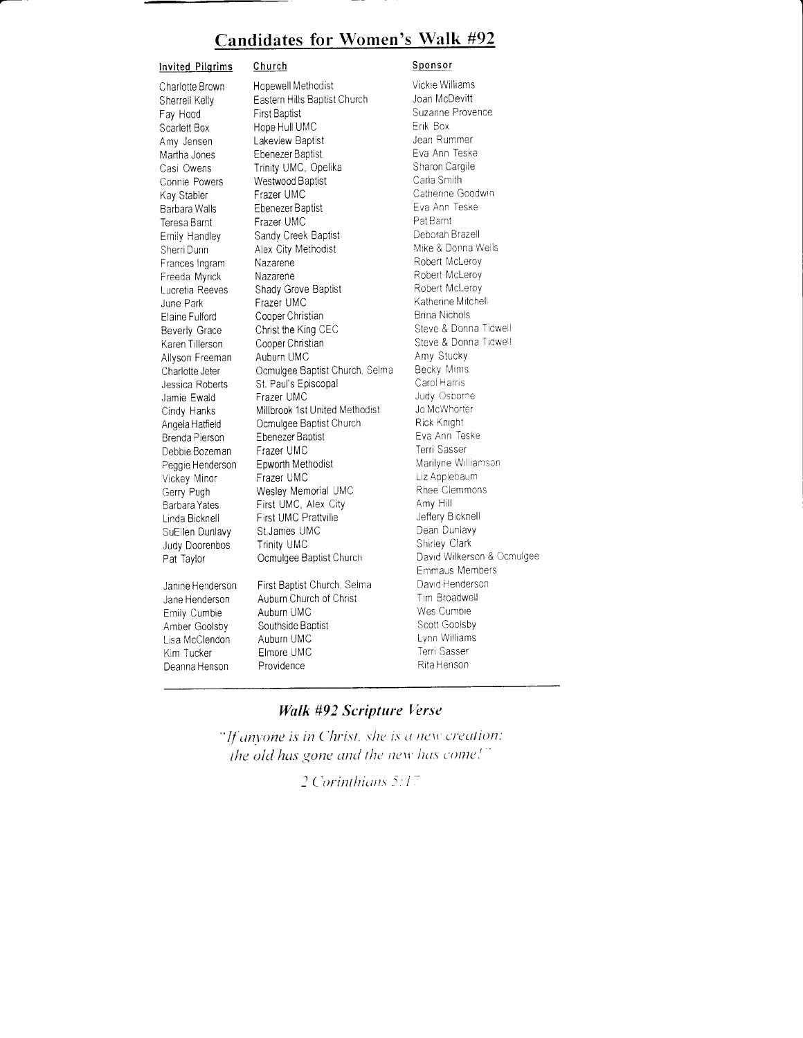# Candidates for Women's Walk #92

| Invited Pilgrims | Church | Sponsor |
|---|---|---|
| Charlotte Brown | Hopewell Methodist | Vickie Williams |
| Sherrell Kelly | Eastern Hills Baptist Church | Joan McDevitt |
| Fay Hood | First Baptist | Suzanne Provence |
| Scarlett Box | Hope Hull UMC | Erik Box |
| Amy Jensen | Lakeview Baptist | Jean Rummer |
| Martha Jones | Ebenezer Baptist | Eva Ann Teske |
| Casi Owens | Trinity UMC, Opelika | Sharon Cargile |
| Connie Powers | Westwood Baptist | Carla Smith |
| Kay Stabler | Frazer UMC | Catherine Goodwin |
| Barbara Walls | Ebenezer Baptist | Eva Ann Teske |
| Teresa Barnt | Frazer UMC | Pat Barnt |
| Emily Handley | Sandy Creek Baptist | Deborah Brazell |
| Sherri Dunn | Alex City Methodist | Mike & Donna Wells |
| Frances Ingram | Nazarene | Robert McLeroy |
| Freeda Myrick | Nazarene | Robert McLeroy |
| Lucretia Reeves | Shady Grove Baptist | Robert McLeroy |
| June Park | Frazer UMC | Katherine Mitchell |
| Elaine Fulford | Cooper Christian | Brina Nichols |
| Beverly Grace | Christ the King CEC | Steve & Donna Tidwell |
| Karen Tillerson | Cooper Christian | Steve & Donna Tidwell |
| Allyson Freeman | Auburn UMC | Amy Stucky |
| Charlotte Jeter | Ocmulgee Baptist Church, Selma | Becky Mims |
| Jessica Roberts | St. Paul's Episcopal | Carol Harris |
| Jamie Ewald | Frazer UMC | Judy Osborne |
| Cindy Hanks | Millbrook 1st United Methodist | Jo McWhorter |
| Angela Hatfield | Ocmulgee Baptist Church | Rick Knight |
| Brenda Pierson | Ebenezer Baptist | Eva Ann Teske |
| Debbie Bozeman | Frazer UMC | Terri Sasser |
| Peggie Henderson | Epworth Methodist | Marilyne Williamson |
| Vickey Minor | Frazer UMC | Liz Applebaum |
| Gerry Pugh | Wesley Memorial UMC | Rhee Clemmons |
| Barbara Yates | First UMC, Alex City | Amy Hill |
| Linda Bicknell | First UMC Prattville | Jeffery Bicknell |
| SuEllen Dunlavy | St.James UMC | Dean Dunlavy |
| Judy Doorenbos | Trinity UMC | Shirley Clark |
| Pat Taylor | Ocmulgee Baptist Church | David Wilkerson & Ocmulgee Emmaus Members |
| Janine Henderson | First Baptist Church, Selma | David Henderson |
| Jane Henderson | Auburn Church of Christ | Tim Broadwell |
| Emily Cumbie | Auburn UMC | Wes Cumbie |
| Amber Goolsby | Southside Baptist | Scott Goolsby |
| Lisa McClendon | Auburn UMC | Lynn Williams |
| Kim Tucker | Elmore UMC | Terri Sasser |
| Deanna Henson | Providence | Rita Henson |

## *Walk #92 Scripture Verse*

*"If anyone is in Christ, she is a new creation; the old has gone and the new has come!"*

*2 Corinthians 5:17*